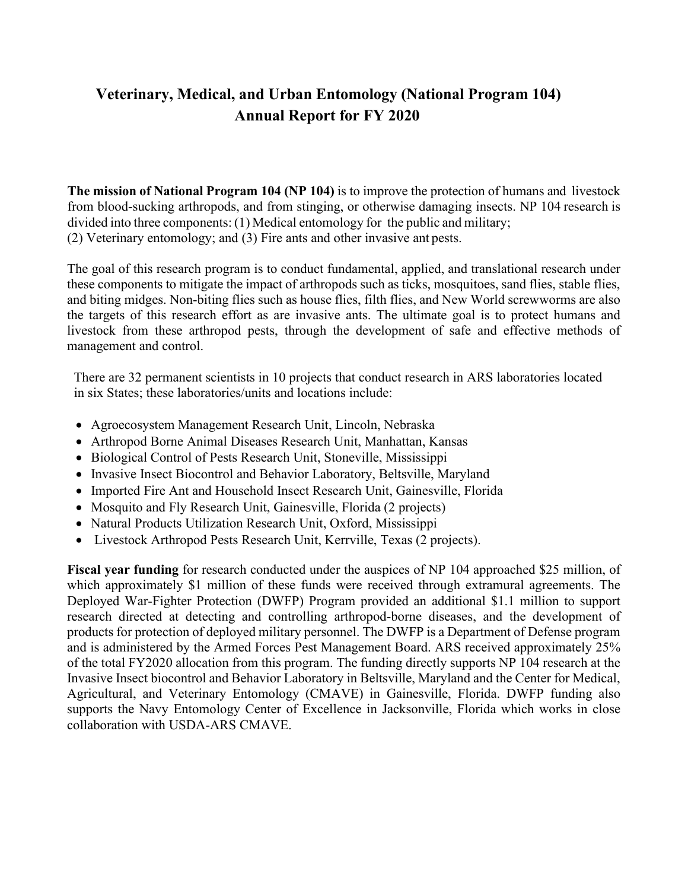# Veterinary, Medical, and Urban Entomology (National Program 104) Annual Report for FY 2020

**The mission of National Program 104 (NP 104)** is to improve the protection of humans and livestock from blood-sucking arthropods, and from stinging, or otherwise damaging insects. NP 104 research is divided into three components: (1) Medical entomology for the public and military; (2) Veterinary entomology; and (3) Fire ants and other invasive ant pests.

The goal of this research program is to conduct fundamental, applied, and translational research under these components to mitigate the impact of arthropods such as ticks, mosquitoes, sand flies, stable flies, and biting midges. Non-biting flies such as house flies, filth flies, and New World screwworms are also the targets of this research effort as are invasive ants. The ultimate goal is to protect humans and livestock from these arthropod pests, through the development of safe and effective methods of management and control.

There are 32 permanent scientists in 10 projects that conduct research in ARS laboratories located in six States; these laboratories/units and locations include:

- Agroecosystem Management Research Unit, Lincoln, Nebraska
- Arthropod Borne Animal Diseases Research Unit, Manhattan, Kansas
- Biological Control of Pests Research Unit, Stoneville, Mississippi
- Invasive Insect Biocontrol and Behavior Laboratory, Beltsville, Maryland
- Imported Fire Ant and Household Insect Research Unit, Gainesville, Florida
- Mosquito and Fly Research Unit, Gainesville, Florida (2 projects)
- Natural Products Utilization Research Unit, Oxford, Mississippi
- Livestock Arthropod Pests Research Unit, Kerrville, Texas (2 projects).

**Fiscal year funding** for research conducted under the auspices of NP 104 approached $25 million, of which approximately $1 million of these funds were received through extramural agreements. The Deployed War-Fighter Protection (DWFP) Program provided an additional $1.1 million to support research directed at detecting and controlling arthropod-borne diseases, and the development of products for protection of deployed military personnel. The DWFP is a Department of Defense program and is administered by the Armed Forces Pest Management Board. ARS received approximately 25% of the total FY2020 allocation from this program. The funding directly supports NP 104 research at the Invasive Insect biocontrol and Behavior Laboratory in Beltsville, Maryland and the Center for Medical, Agricultural, and Veterinary Entomology (CMAVE) in Gainesville, Florida. DWFP funding also supports the Navy Entomology Center of Excellence in Jacksonville, Florida which works in close collaboration with USDA-ARS CMAVE.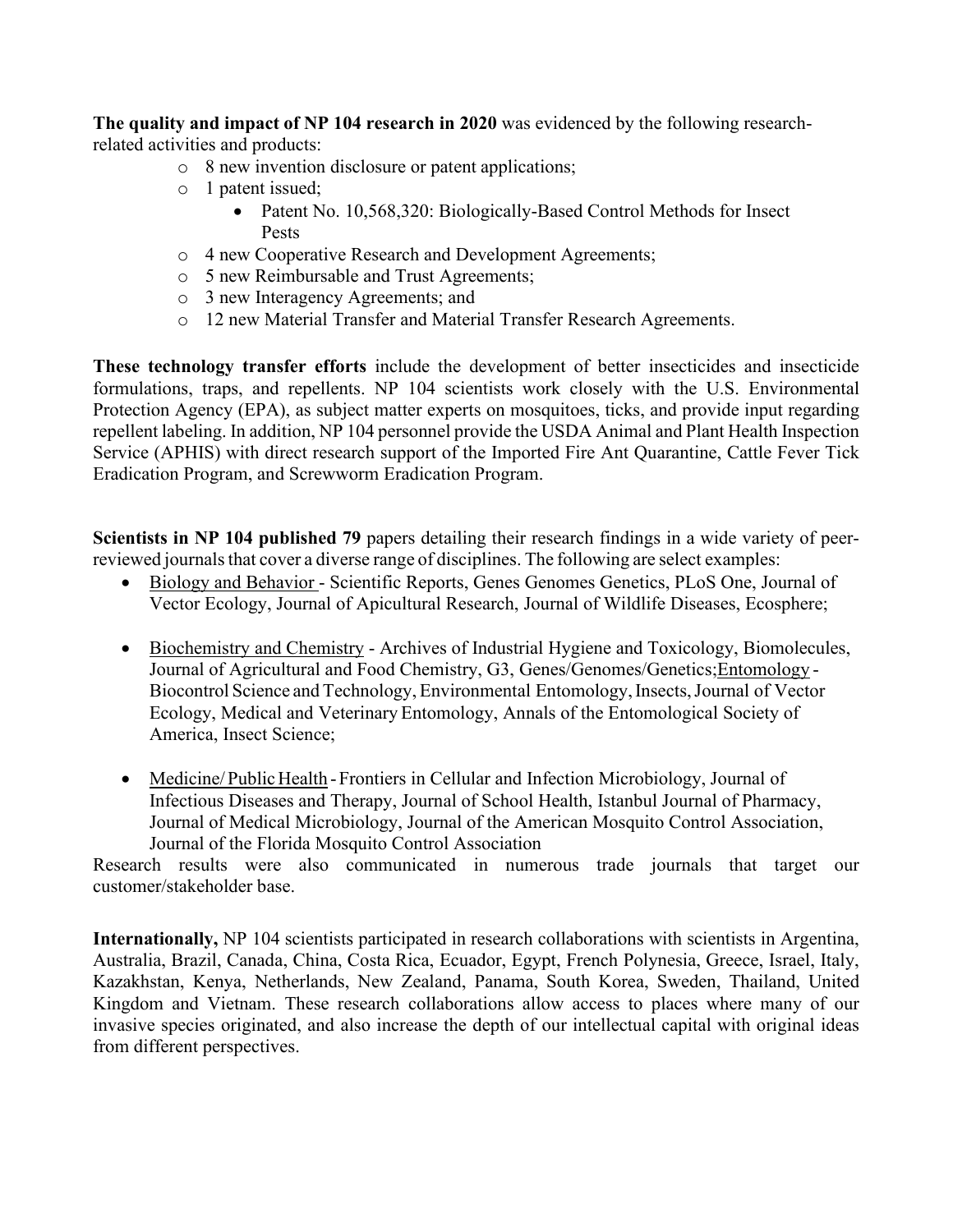**The quality and impact of NP 104 research in 2020** was evidenced by the following research-related activities and products:

- 8 new invention disclosure or patent applications;
- 1 patent issued;
  - Patent No. 10,568,320: Biologically-Based Control Methods for Insect Pests
- 4 new Cooperative Research and Development Agreements;
- 5 new Reimbursable and Trust Agreements;
- 3 new Interagency Agreements; and
- 12 new Material Transfer and Material Transfer Research Agreements.

**These technology transfer efforts** include the development of better insecticides and insecticide formulations, traps, and repellents. NP 104 scientists work closely with the U.S. Environmental Protection Agency (EPA), as subject matter experts on mosquitoes, ticks, and provide input regarding repellent labeling. In addition, NP 104 personnel provide the USDA Animal and Plant Health Inspection Service (APHIS) with direct research support of the Imported Fire Ant Quarantine, Cattle Fever Tick Eradication Program, and Screwworm Eradication Program.

**Scientists in NP 104 published 79** papers detailing their research findings in a wide variety of peer-reviewed journals that cover a diverse range of disciplines. The following are select examples:

- <u>Biology and Behavior</u> - Scientific Reports, Genes Genomes Genetics, PLoS One, Journal of Vector Ecology, Journal of Apicultural Research, Journal of Wildlife Diseases, Ecosphere;
- <u>Biochemistry and Chemistry</u> - Archives of Industrial Hygiene and Toxicology, Biomolecules, Journal of Agricultural and Food Chemistry, G3, Genes/Genomes/Genetics;<u>Entomology</u> - Biocontrol Science and Technology, Environmental Entomology, Insects, Journal of Vector Ecology, Medical and Veterinary Entomology, Annals of the Entomological Society of America, Insect Science;
- <u>Medicine/ Public Health</u> - Frontiers in Cellular and Infection Microbiology, Journal of Infectious Diseases and Therapy, Journal of School Health, Istanbul Journal of Pharmacy, Journal of Medical Microbiology, Journal of the American Mosquito Control Association, Journal of the Florida Mosquito Control Association

Research results were also communicated in numerous trade journals that target our customer/stakeholder base.

**Internationally,** NP 104 scientists participated in research collaborations with scientists in Argentina, Australia, Brazil, Canada, China, Costa Rica, Ecuador, Egypt, French Polynesia, Greece, Israel, Italy, Kazakhstan, Kenya, Netherlands, New Zealand, Panama, South Korea, Sweden, Thailand, United Kingdom and Vietnam. These research collaborations allow access to places where many of our invasive species originated, and also increase the depth of our intellectual capital with original ideas from different perspectives.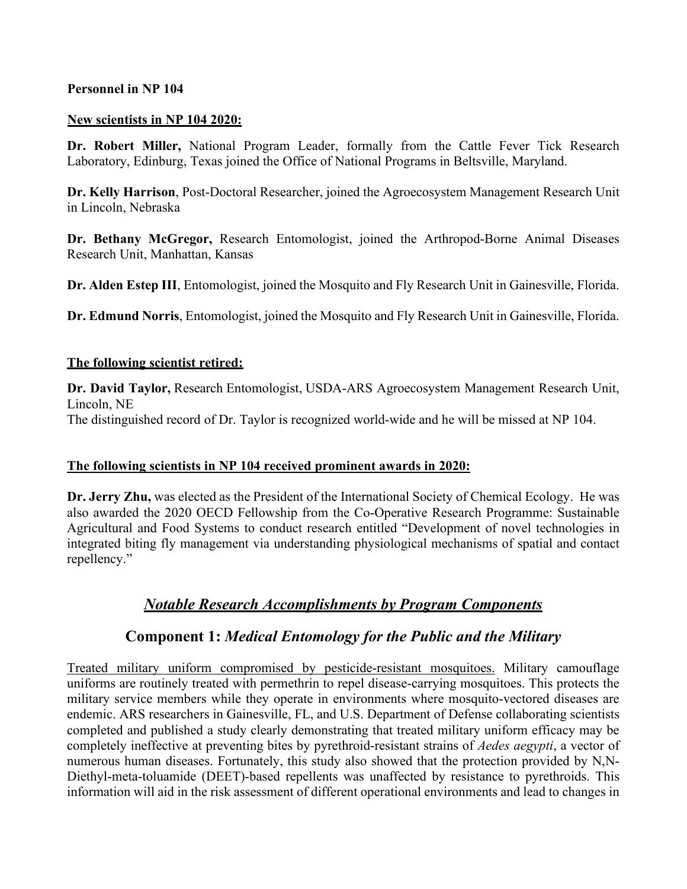**Personnel in NP 104**

**New scientists in NP 104 2020:**

**Dr. Robert Miller,** National Program Leader, formally from the Cattle Fever Tick Research Laboratory, Edinburg, Texas joined the Office of National Programs in Beltsville, Maryland.

**Dr. Kelly Harrison**, Post-Doctoral Researcher, joined the Agroecosystem Management Research Unit in Lincoln, Nebraska

**Dr. Bethany McGregor,** Research Entomologist, joined the Arthropod-Borne Animal Diseases Research Unit, Manhattan, Kansas

**Dr. Alden Estep III**, Entomologist, joined the Mosquito and Fly Research Unit in Gainesville, Florida.

**Dr. Edmund Norris**, Entomologist, joined the Mosquito and Fly Research Unit in Gainesville, Florida.

**The following scientist retired:**

**Dr. David Taylor,** Research Entomologist, USDA-ARS Agroecosystem Management Research Unit, Lincoln, NE
The distinguished record of Dr. Taylor is recognized world-wide and he will be missed at NP 104.

**The following scientists in NP 104 received prominent awards in 2020:**

**Dr. Jerry Zhu,** was elected as the President of the International Society of Chemical Ecology. He was also awarded the 2020 OECD Fellowship from the Co-Operative Research Programme: Sustainable Agricultural and Food Systems to conduct research entitled "Development of novel technologies in integrated biting fly management via understanding physiological mechanisms of spatial and contact repellency."

## *Notable Research Accomplishments by Program Components*

## Component 1: *Medical Entomology for the Public and the Military*

Treated military uniform compromised by pesticide-resistant mosquitoes. Military camouflage uniforms are routinely treated with permethrin to repel disease-carrying mosquitoes. This protects the military service members while they operate in environments where mosquito-vectored diseases are endemic. ARS researchers in Gainesville, FL, and U.S. Department of Defense collaborating scientists completed and published a study clearly demonstrating that treated military uniform efficacy may be completely ineffective at preventing bites by pyrethroid-resistant strains of *Aedes aegypti*, a vector of numerous human diseases. Fortunately, this study also showed that the protection provided by N,N-Diethyl-meta-toluamide (DEET)-based repellents was unaffected by resistance to pyrethroids. This information will aid in the risk assessment of different operational environments and lead to changes in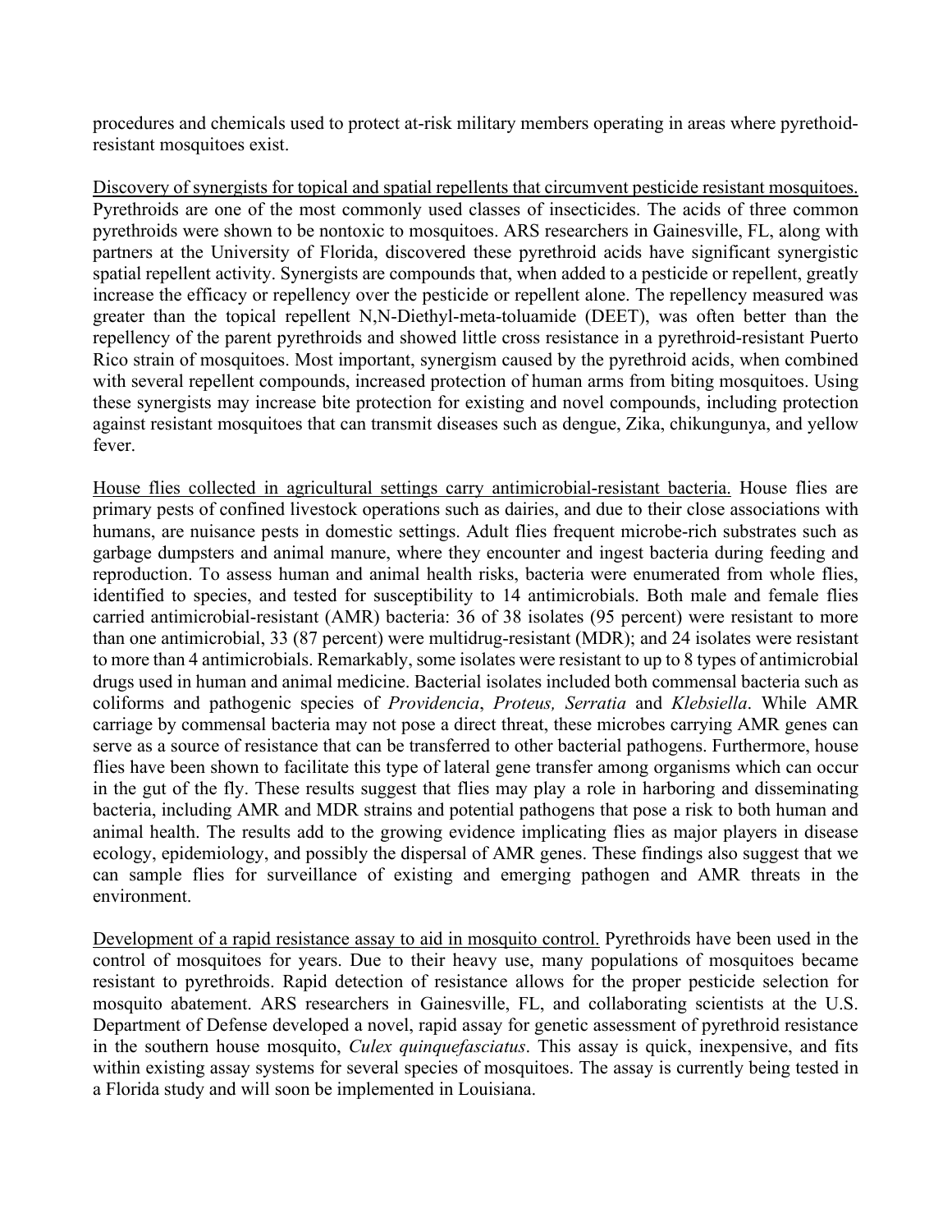procedures and chemicals used to protect at-risk military members operating in areas where pyrethoid-resistant mosquitoes exist.

<u>Discovery of synergists for topical and spatial repellents that circumvent pesticide resistant mosquitoes.</u> Pyrethroids are one of the most commonly used classes of insecticides. The acids of three common pyrethroids were shown to be nontoxic to mosquitoes. ARS researchers in Gainesville, FL, along with partners at the University of Florida, discovered these pyrethroid acids have significant synergistic spatial repellent activity. Synergists are compounds that, when added to a pesticide or repellent, greatly increase the efficacy or repellency over the pesticide or repellent alone. The repellency measured was greater than the topical repellent N,N-Diethyl-meta-toluamide (DEET), was often better than the repellency of the parent pyrethroids and showed little cross resistance in a pyrethroid-resistant Puerto Rico strain of mosquitoes. Most important, synergism caused by the pyrethroid acids, when combined with several repellent compounds, increased protection of human arms from biting mosquitoes. Using these synergists may increase bite protection for existing and novel compounds, including protection against resistant mosquitoes that can transmit diseases such as dengue, Zika, chikungunya, and yellow fever.

<u>House flies collected in agricultural settings carry antimicrobial-resistant bacteria.</u> House flies are primary pests of confined livestock operations such as dairies, and due to their close associations with humans, are nuisance pests in domestic settings. Adult flies frequent microbe-rich substrates such as garbage dumpsters and animal manure, where they encounter and ingest bacteria during feeding and reproduction. To assess human and animal health risks, bacteria were enumerated from whole flies, identified to species, and tested for susceptibility to 14 antimicrobials. Both male and female flies carried antimicrobial-resistant (AMR) bacteria: 36 of 38 isolates (95 percent) were resistant to more than one antimicrobial, 33 (87 percent) were multidrug-resistant (MDR); and 24 isolates were resistant to more than 4 antimicrobials. Remarkably, some isolates were resistant to up to 8 types of antimicrobial drugs used in human and animal medicine. Bacterial isolates included both commensal bacteria such as coliforms and pathogenic species of *Providencia*, *Proteus, Serratia* and *Klebsiella*. While AMR carriage by commensal bacteria may not pose a direct threat, these microbes carrying AMR genes can serve as a source of resistance that can be transferred to other bacterial pathogens. Furthermore, house flies have been shown to facilitate this type of lateral gene transfer among organisms which can occur in the gut of the fly. These results suggest that flies may play a role in harboring and disseminating bacteria, including AMR and MDR strains and potential pathogens that pose a risk to both human and animal health. The results add to the growing evidence implicating flies as major players in disease ecology, epidemiology, and possibly the dispersal of AMR genes. These findings also suggest that we can sample flies for surveillance of existing and emerging pathogen and AMR threats in the environment.

<u>Development of a rapid resistance assay to aid in mosquito control.</u> Pyrethroids have been used in the control of mosquitoes for years. Due to their heavy use, many populations of mosquitoes became resistant to pyrethroids. Rapid detection of resistance allows for the proper pesticide selection for mosquito abatement. ARS researchers in Gainesville, FL, and collaborating scientists at the U.S. Department of Defense developed a novel, rapid assay for genetic assessment of pyrethroid resistance in the southern house mosquito, *Culex quinquefasciatus*. This assay is quick, inexpensive, and fits within existing assay systems for several species of mosquitoes. The assay is currently being tested in a Florida study and will soon be implemented in Louisiana.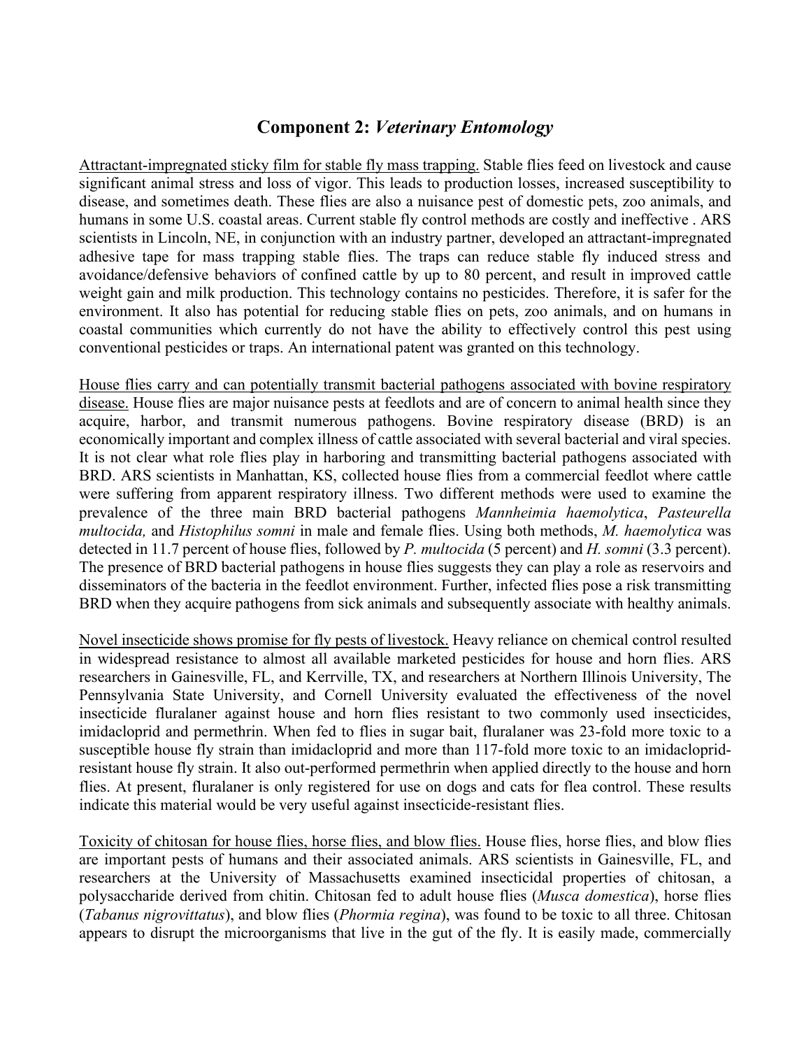## Component 2: *Veterinary Entomology*

<u>Attractant-impregnated sticky film for stable fly mass trapping.</u> Stable flies feed on livestock and cause significant animal stress and loss of vigor. This leads to production losses, increased susceptibility to disease, and sometimes death. These flies are also a nuisance pest of domestic pets, zoo animals, and humans in some U.S. coastal areas. Current stable fly control methods are costly and ineffective . ARS scientists in Lincoln, NE, in conjunction with an industry partner, developed an attractant-impregnated adhesive tape for mass trapping stable flies. The traps can reduce stable fly induced stress and avoidance/defensive behaviors of confined cattle by up to 80 percent, and result in improved cattle weight gain and milk production. This technology contains no pesticides. Therefore, it is safer for the environment. It also has potential for reducing stable flies on pets, zoo animals, and on humans in coastal communities which currently do not have the ability to effectively control this pest using conventional pesticides or traps. An international patent was granted on this technology.

<u>House flies carry and can potentially transmit bacterial pathogens associated with bovine respiratory disease.</u> House flies are major nuisance pests at feedlots and are of concern to animal health since they acquire, harbor, and transmit numerous pathogens. Bovine respiratory disease (BRD) is an economically important and complex illness of cattle associated with several bacterial and viral species. It is not clear what role flies play in harboring and transmitting bacterial pathogens associated with BRD. ARS scientists in Manhattan, KS, collected house flies from a commercial feedlot where cattle were suffering from apparent respiratory illness. Two different methods were used to examine the prevalence of the three main BRD bacterial pathogens *Mannheimia haemolytica*, *Pasteurella multocida,* and *Histophilus somni* in male and female flies. Using both methods, *M. haemolytica* was detected in 11.7 percent of house flies, followed by *P. multocida* (5 percent) and *H. somni* (3.3 percent). The presence of BRD bacterial pathogens in house flies suggests they can play a role as reservoirs and disseminators of the bacteria in the feedlot environment. Further, infected flies pose a risk transmitting BRD when they acquire pathogens from sick animals and subsequently associate with healthy animals.

<u>Novel insecticide shows promise for fly pests of livestock.</u> Heavy reliance on chemical control resulted in widespread resistance to almost all available marketed pesticides for house and horn flies. ARS researchers in Gainesville, FL, and Kerrville, TX, and researchers at Northern Illinois University, The Pennsylvania State University, and Cornell University evaluated the effectiveness of the novel insecticide fluralaner against house and horn flies resistant to two commonly used insecticides, imidacloprid and permethrin. When fed to flies in sugar bait, fluralaner was 23-fold more toxic to a susceptible house fly strain than imidacloprid and more than 117-fold more toxic to an imidacloprid-resistant house fly strain. It also out-performed permethrin when applied directly to the house and horn flies. At present, fluralaner is only registered for use on dogs and cats for flea control. These results indicate this material would be very useful against insecticide-resistant flies.

<u>Toxicity of chitosan for house flies, horse flies, and blow flies.</u> House flies, horse flies, and blow flies are important pests of humans and their associated animals. ARS scientists in Gainesville, FL, and researchers at the University of Massachusetts examined insecticidal properties of chitosan, a polysaccharide derived from chitin. Chitosan fed to adult house flies (*Musca domestica*), horse flies (*Tabanus nigrovittatus*), and blow flies (*Phormia regina*), was found to be toxic to all three. Chitosan appears to disrupt the microorganisms that live in the gut of the fly. It is easily made, commercially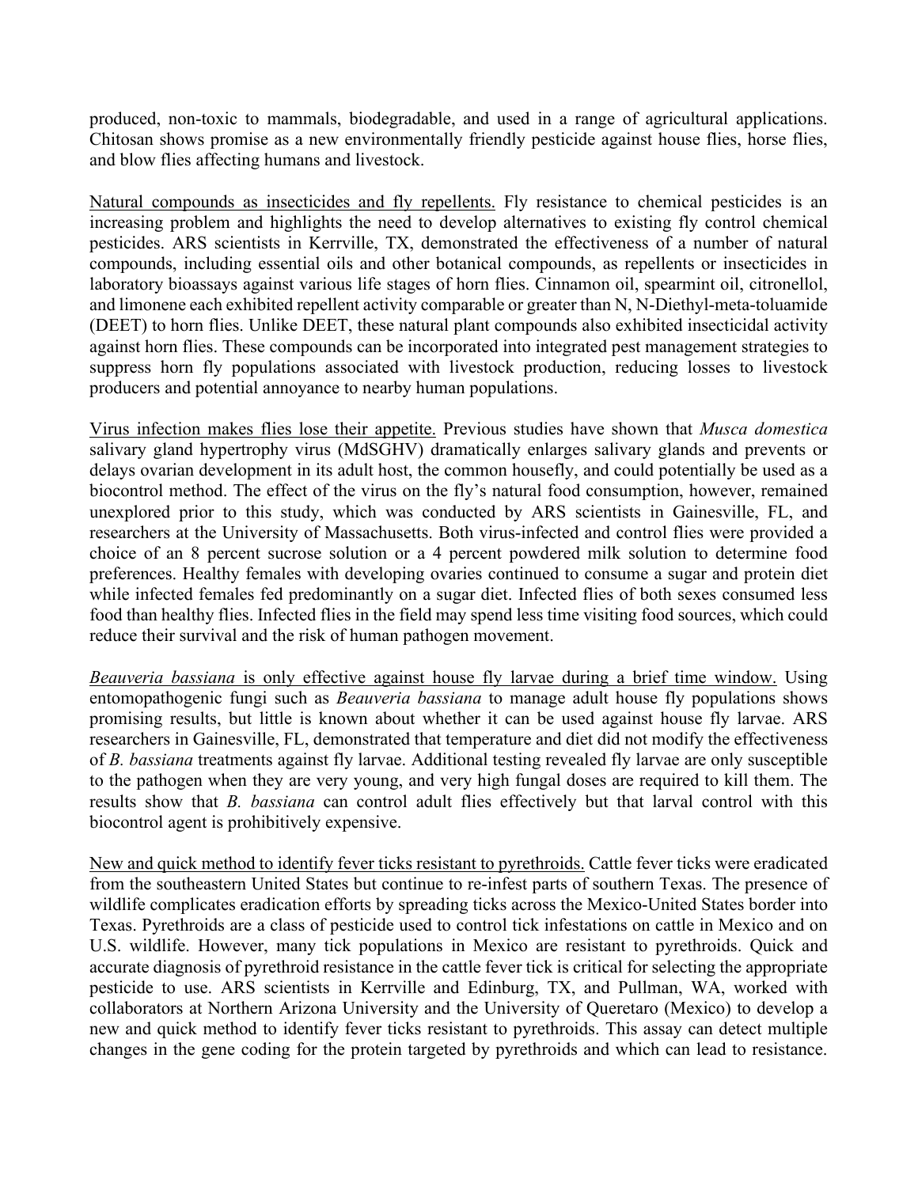produced, non-toxic to mammals, biodegradable, and used in a range of agricultural applications. Chitosan shows promise as a new environmentally friendly pesticide against house flies, horse flies, and blow flies affecting humans and livestock.

<u>Natural compounds as insecticides and fly repellents.</u> Fly resistance to chemical pesticides is an increasing problem and highlights the need to develop alternatives to existing fly control chemical pesticides. ARS scientists in Kerrville, TX, demonstrated the effectiveness of a number of natural compounds, including essential oils and other botanical compounds, as repellents or insecticides in laboratory bioassays against various life stages of horn flies. Cinnamon oil, spearmint oil, citronellol, and limonene each exhibited repellent activity comparable or greater than N, N-Diethyl-meta-toluamide (DEET) to horn flies. Unlike DEET, these natural plant compounds also exhibited insecticidal activity against horn flies. These compounds can be incorporated into integrated pest management strategies to suppress horn fly populations associated with livestock production, reducing losses to livestock producers and potential annoyance to nearby human populations.

<u>Virus infection makes flies lose their appetite.</u> Previous studies have shown that *Musca domestica* salivary gland hypertrophy virus (MdSGHV) dramatically enlarges salivary glands and prevents or delays ovarian development in its adult host, the common housefly, and could potentially be used as a biocontrol method. The effect of the virus on the fly's natural food consumption, however, remained unexplored prior to this study, which was conducted by ARS scientists in Gainesville, FL, and researchers at the University of Massachusetts. Both virus-infected and control flies were provided a choice of an 8 percent sucrose solution or a 4 percent powdered milk solution to determine food preferences. Healthy females with developing ovaries continued to consume a sugar and protein diet while infected females fed predominantly on a sugar diet. Infected flies of both sexes consumed less food than healthy flies. Infected flies in the field may spend less time visiting food sources, which could reduce their survival and the risk of human pathogen movement.

<u>*Beauveria bassiana* is only effective against house fly larvae during a brief time window.</u> Using entomopathogenic fungi such as *Beauveria bassiana* to manage adult house fly populations shows promising results, but little is known about whether it can be used against house fly larvae. ARS researchers in Gainesville, FL, demonstrated that temperature and diet did not modify the effectiveness of *B. bassiana* treatments against fly larvae. Additional testing revealed fly larvae are only susceptible to the pathogen when they are very young, and very high fungal doses are required to kill them. The results show that *B. bassiana* can control adult flies effectively but that larval control with this biocontrol agent is prohibitively expensive.

<u>New and quick method to identify fever ticks resistant to pyrethroids.</u> Cattle fever ticks were eradicated from the southeastern United States but continue to re-infest parts of southern Texas. The presence of wildlife complicates eradication efforts by spreading ticks across the Mexico-United States border into Texas. Pyrethroids are a class of pesticide used to control tick infestations on cattle in Mexico and on U.S. wildlife. However, many tick populations in Mexico are resistant to pyrethroids. Quick and accurate diagnosis of pyrethroid resistance in the cattle fever tick is critical for selecting the appropriate pesticide to use. ARS scientists in Kerrville and Edinburg, TX, and Pullman, WA, worked with collaborators at Northern Arizona University and the University of Queretaro (Mexico) to develop a new and quick method to identify fever ticks resistant to pyrethroids. This assay can detect multiple changes in the gene coding for the protein targeted by pyrethroids and which can lead to resistance.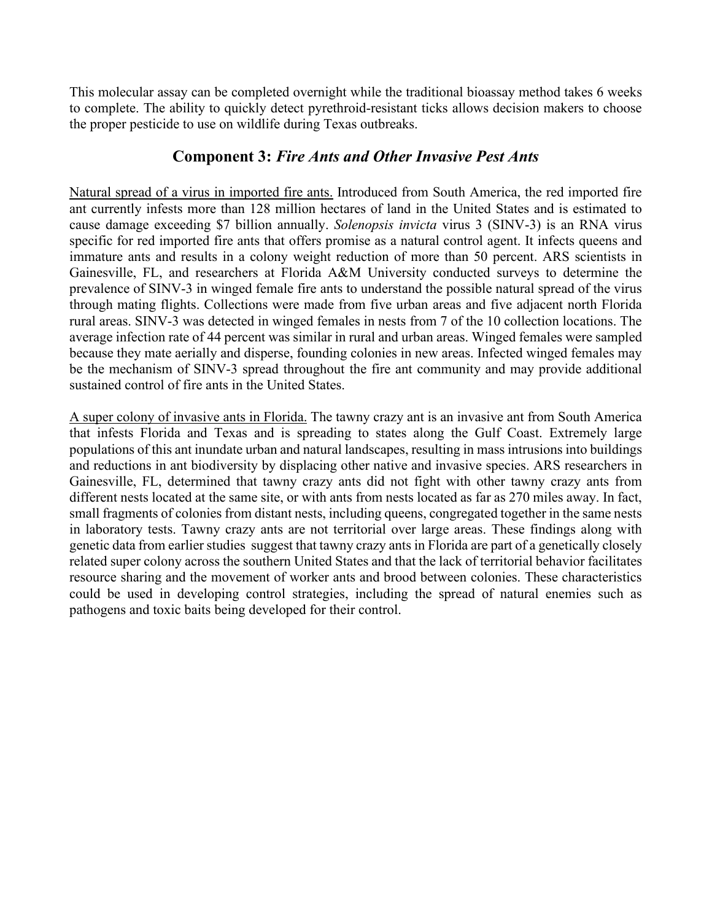This molecular assay can be completed overnight while the traditional bioassay method takes 6 weeks to complete. The ability to quickly detect pyrethroid-resistant ticks allows decision makers to choose the proper pesticide to use on wildlife during Texas outbreaks.

## Component 3: *Fire Ants and Other Invasive Pest Ants*

<u>Natural spread of a virus in imported fire ants.</u> Introduced from South America, the red imported fire ant currently infests more than 128 million hectares of land in the United States and is estimated to cause damage exceeding $7 billion annually. *Solenopsis invicta* virus 3 (SINV-3) is an RNA virus specific for red imported fire ants that offers promise as a natural control agent. It infects queens and immature ants and results in a colony weight reduction of more than 50 percent. ARS scientists in Gainesville, FL, and researchers at Florida A&M University conducted surveys to determine the prevalence of SINV-3 in winged female fire ants to understand the possible natural spread of the virus through mating flights. Collections were made from five urban areas and five adjacent north Florida rural areas. SINV-3 was detected in winged females in nests from 7 of the 10 collection locations. The average infection rate of 44 percent was similar in rural and urban areas. Winged females were sampled because they mate aerially and disperse, founding colonies in new areas. Infected winged females may be the mechanism of SINV-3 spread throughout the fire ant community and may provide additional sustained control of fire ants in the United States.

<u>A super colony of invasive ants in Florida.</u> The tawny crazy ant is an invasive ant from South America that infests Florida and Texas and is spreading to states along the Gulf Coast. Extremely large populations of this ant inundate urban and natural landscapes, resulting in mass intrusions into buildings and reductions in ant biodiversity by displacing other native and invasive species. ARS researchers in Gainesville, FL, determined that tawny crazy ants did not fight with other tawny crazy ants from different nests located at the same site, or with ants from nests located as far as 270 miles away. In fact, small fragments of colonies from distant nests, including queens, congregated together in the same nests in laboratory tests. Tawny crazy ants are not territorial over large areas. These findings along with genetic data from earlier studies suggest that tawny crazy ants in Florida are part of a genetically closely related super colony across the southern United States and that the lack of territorial behavior facilitates resource sharing and the movement of worker ants and brood between colonies. These characteristics could be used in developing control strategies, including the spread of natural enemies such as pathogens and toxic baits being developed for their control.